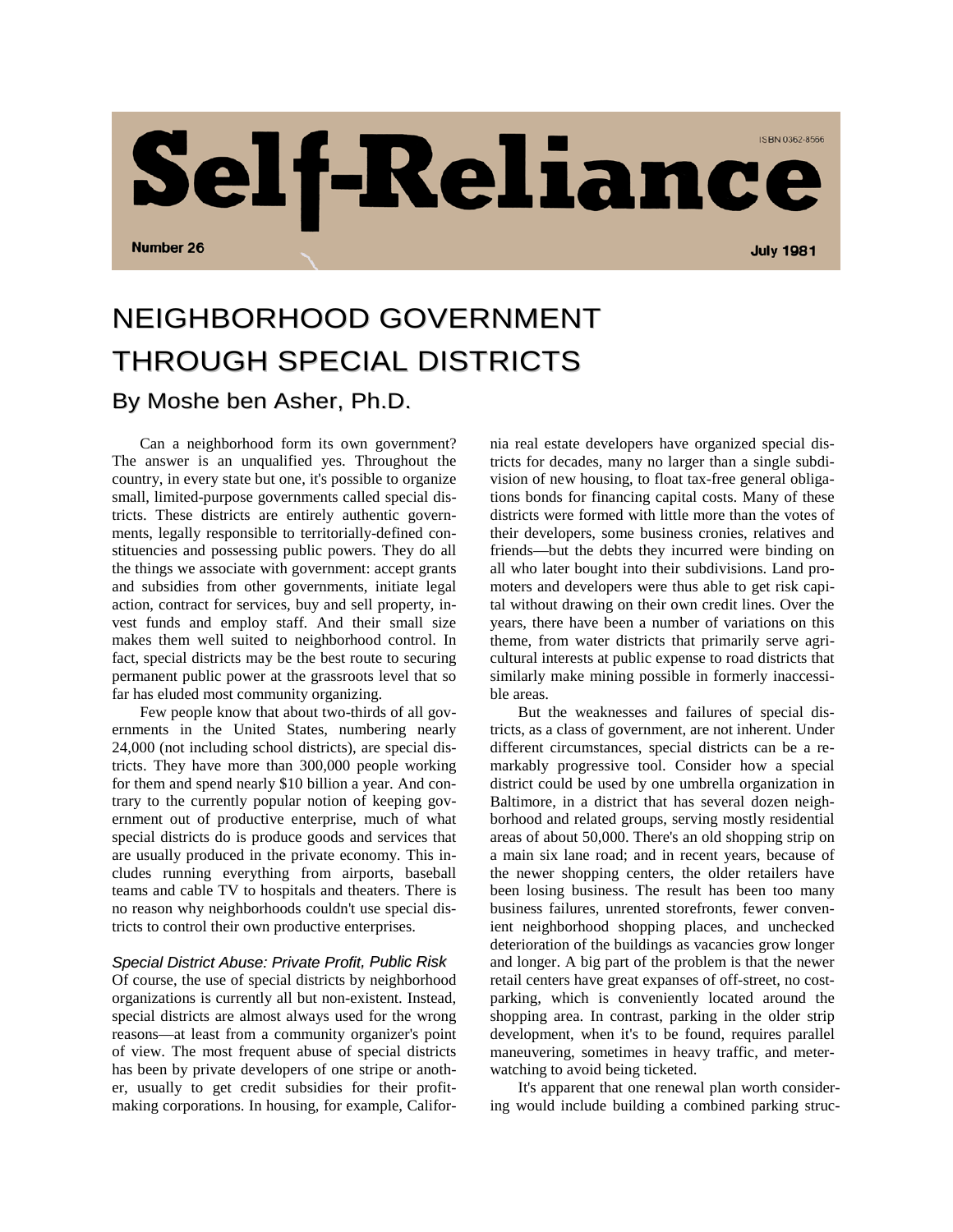# Self-Reliance

Number 26 — July 1981

ISBN 0362-8566

# NEIGHBORHOOD GOVERNMENT THROUGH SPECIAL DISTRICTS

## By Moshe ben Asher, Ph.D.

Can a neighborhood form its own government? The answer is an unqualified yes. Throughout the country, in every state but one, it's possible to organize small, limited-purpose governments called special districts. These districts are entirely authentic governments, legally responsible to territorially-defined constituencies and possessing public powers. They do all the things we associate with government: accept grants and subsidies from other governments, initiate legal action, contract for services, buy and sell property, invest funds and employ staff. And their small size makes them well suited to neighborhood control. In fact, special districts may be the best route to securing permanent public power at the grassroots level that so far has eluded most community organizing.

Few people know that about two-thirds of all governments in the United States, numbering nearly 24,000 (not including school districts), are special districts. They have more than 300,000 people working for them and spend nearly $10 billion a year. And contrary to the currently popular notion of keeping government out of productive enterprise, much of what special districts do is produce goods and services that are usually produced in the private economy. This includes running everything from airports, baseball teams and cable TV to hospitals and theaters. There is no reason why neighborhoods couldn't use special districts to control their own productive enterprises.

### *Special District Abuse: Private Profit, Public Risk*

Of course, the use of special districts by neighborhood organizations is currently all but non-existent. Instead, special districts are almost always used for the wrong reasons—at least from a community organizer's point of view. The most frequent abuse of special districts has been by private developers of one stripe or another, usually to get credit subsidies for their profit-making corporations. In housing, for example, California real estate developers have organized special districts for decades, many no larger than a single subdivision of new housing, to float tax-free general obligations bonds for financing capital costs. Many of these districts were formed with little more than the votes of their developers, some business cronies, relatives and friends—but the debts they incurred were binding on all who later bought into their subdivisions. Land promoters and developers were thus able to get risk capital without drawing on their own credit lines. Over the years, there have been a number of variations on this theme, from water districts that primarily serve agricultural interests at public expense to road districts that similarly make mining possible in formerly inaccessible areas.

But the weaknesses and failures of special districts, as a class of government, are not inherent. Under different circumstances, special districts can be a remarkably progressive tool. Consider how a special district could be used by one umbrella organization in Baltimore, in a district that has several dozen neighborhood and related groups, serving mostly residential areas of about 50,000. There's an old shopping strip on a main six lane road; and in recent years, because of the newer shopping centers, the older retailers have been losing business. The result has been too many business failures, unrented storefronts, fewer convenient neighborhood shopping places, and unchecked deterioration of the buildings as vacancies grow longer and longer. A big part of the problem is that the newer retail centers have great expanses of off-street, no cost-parking, which is conveniently located around the shopping area. In contrast, parking in the older strip development, when it's to be found, requires parallel maneuvering, sometimes in heavy traffic, and meter-watching to avoid being ticketed.

It's apparent that one renewal plan worth considering would include building a combined parking struc-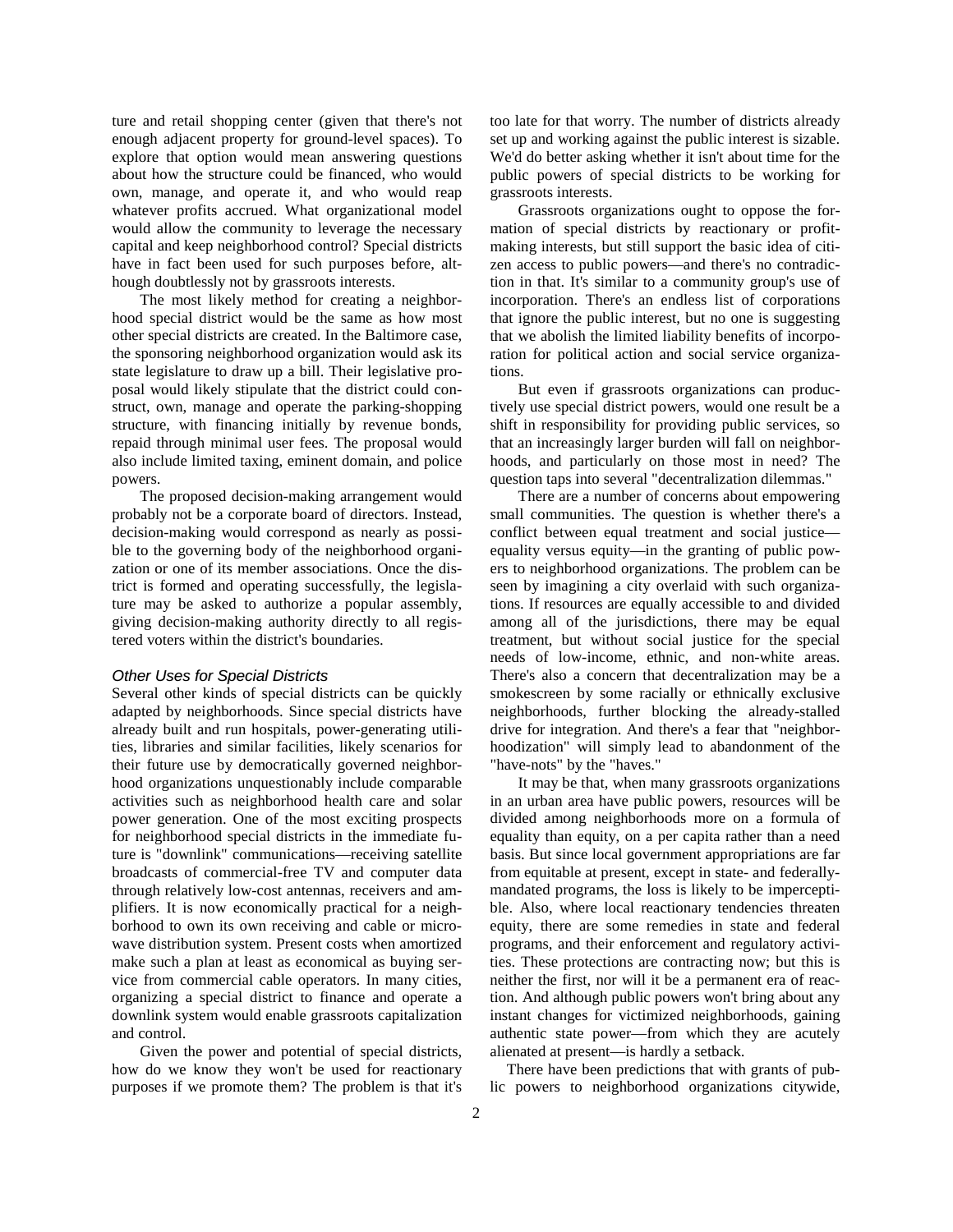ture and retail shopping center (given that there's not enough adjacent property for ground-level spaces). To explore that option would mean answering questions about how the structure could be financed, who would own, manage, and operate it, and who would reap whatever profits accrued. What organizational model would allow the community to leverage the necessary capital and keep neighborhood control? Special districts have in fact been used for such purposes before, although doubtlessly not by grassroots interests.

The most likely method for creating a neighborhood special district would be the same as how most other special districts are created. In the Baltimore case, the sponsoring neighborhood organization would ask its state legislature to draw up a bill. Their legislative proposal would likely stipulate that the district could construct, own, manage and operate the parking-shopping structure, with financing initially by revenue bonds, repaid through minimal user fees. The proposal would also include limited taxing, eminent domain, and police powers.

The proposed decision-making arrangement would probably not be a corporate board of directors. Instead, decision-making would correspond as nearly as possible to the governing body of the neighborhood organization or one of its member associations. Once the district is formed and operating successfully, the legislature may be asked to authorize a popular assembly, giving decision-making authority directly to all registered voters within the district's boundaries.

### *Other Uses for Special Districts*

Several other kinds of special districts can be quickly adapted by neighborhoods. Since special districts have already built and run hospitals, power-generating utilities, libraries and similar facilities, likely scenarios for their future use by democratically governed neighborhood organizations unquestionably include comparable activities such as neighborhood health care and solar power generation. One of the most exciting prospects for neighborhood special districts in the immediate future is "downlink" communications—receiving satellite broadcasts of commercial-free TV and computer data through relatively low-cost antennas, receivers and amplifiers. It is now economically practical for a neighborhood to own its own receiving and cable or microwave distribution system. Present costs when amortized make such a plan at least as economical as buying service from commercial cable operators. In many cities, organizing a special district to finance and operate a downlink system would enable grassroots capitalization and control.

Given the power and potential of special districts, how do we know they won't be used for reactionary purposes if we promote them? The problem is that it's too late for that worry. The number of districts already set up and working against the public interest is sizable. We'd do better asking whether it isn't about time for the public powers of special districts to be working for grassroots interests.

Grassroots organizations ought to oppose the formation of special districts by reactionary or profit-making interests, but still support the basic idea of citizen access to public powers—and there's no contradiction in that. It's similar to a community group's use of incorporation. There's an endless list of corporations that ignore the public interest, but no one is suggesting that we abolish the limited liability benefits of incorporation for political action and social service organizations.

But even if grassroots organizations can productively use special district powers, would one result be a shift in responsibility for providing public services, so that an increasingly larger burden will fall on neighborhoods, and particularly on those most in need? The question taps into several "decentralization dilemmas."

There are a number of concerns about empowering small communities. The question is whether there's a conflict between equal treatment and social justice—equality versus equity—in the granting of public powers to neighborhood organizations. The problem can be seen by imagining a city overlaid with such organizations. If resources are equally accessible to and divided among all of the jurisdictions, there may be equal treatment, but without social justice for the special needs of low-income, ethnic, and non-white areas. There's also a concern that decentralization may be a smokescreen by some racially or ethnically exclusive neighborhoods, further blocking the already-stalled drive for integration. And there's a fear that "neighborhoodization" will simply lead to abandonment of the "have-nots" by the "haves."

It may be that, when many grassroots organizations in an urban area have public powers, resources will be divided among neighborhoods more on a formula of equality than equity, on a per capita rather than a need basis. But since local government appropriations are far from equitable at present, except in state- and federally-mandated programs, the loss is likely to be imperceptible. Also, where local reactionary tendencies threaten equity, there are some remedies in state and federal programs, and their enforcement and regulatory activities. These protections are contracting now; but this is neither the first, nor will it be a permanent era of reaction. And although public powers won't bring about any instant changes for victimized neighborhoods, gaining authentic state power—from which they are acutely alienated at present—is hardly a setback.

There have been predictions that with grants of public powers to neighborhood organizations citywide,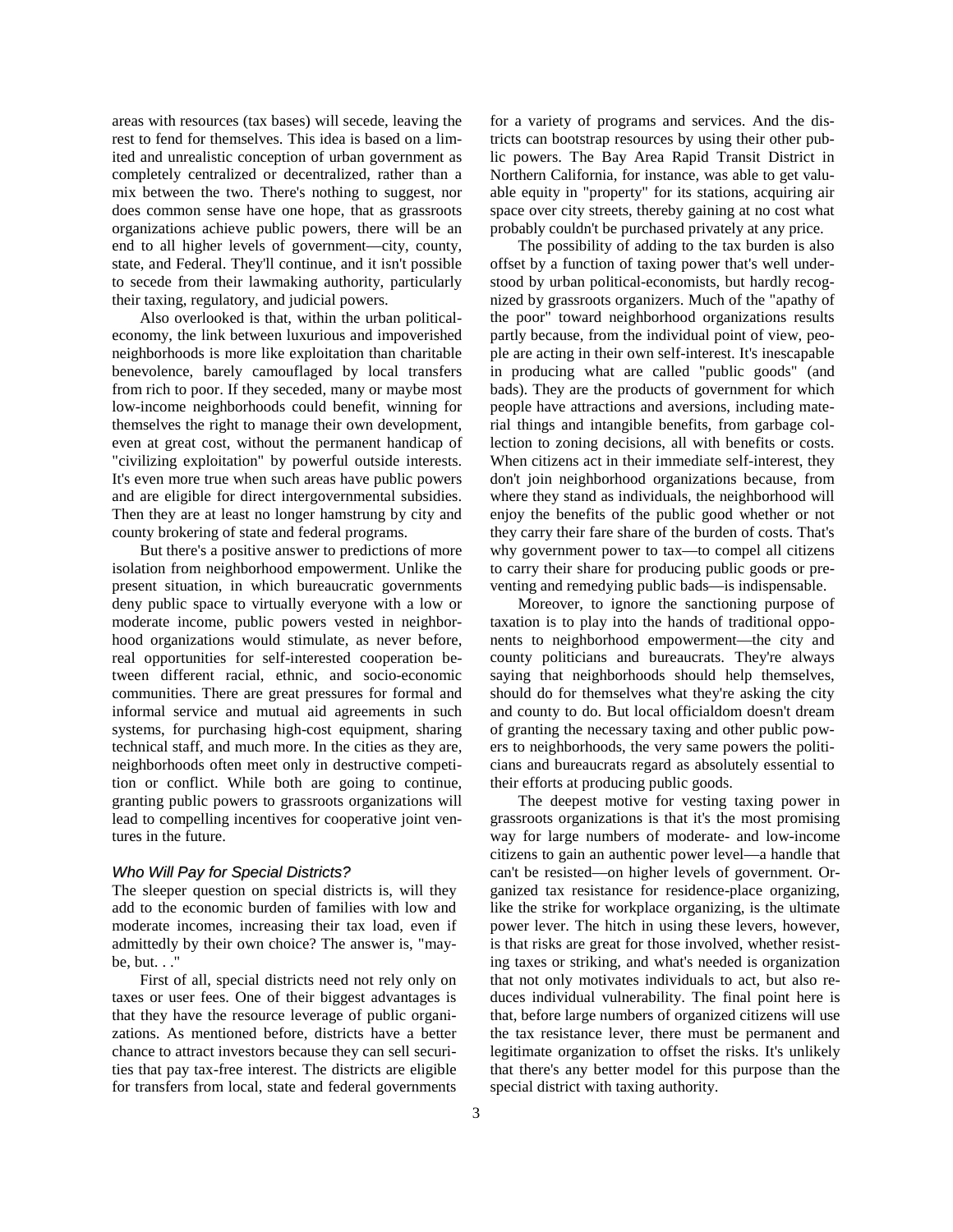areas with resources (tax bases) will secede, leaving the rest to fend for themselves. This idea is based on a limited and unrealistic conception of urban government as completely centralized or decentralized, rather than a mix between the two. There's nothing to suggest, nor does common sense have one hope, that as grassroots organizations achieve public powers, there will be an end to all higher levels of government—city, county, state, and Federal. They'll continue, and it isn't possible to secede from their lawmaking authority, particularly their taxing, regulatory, and judicial powers.

Also overlooked is that, within the urban political-economy, the link between luxurious and impoverished neighborhoods is more like exploitation than charitable benevolence, barely camouflaged by local transfers from rich to poor. If they seceded, many or maybe most low-income neighborhoods could benefit, winning for themselves the right to manage their own development, even at great cost, without the permanent handicap of "civilizing exploitation" by powerful outside interests. It's even more true when such areas have public powers and are eligible for direct intergovernmental subsidies. Then they are at least no longer hamstrung by city and county brokering of state and federal programs.

But there's a positive answer to predictions of more isolation from neighborhood empowerment. Unlike the present situation, in which bureaucratic governments deny public space to virtually everyone with a low or moderate income, public powers vested in neighborhood organizations would stimulate, as never before, real opportunities for self-interested cooperation between different racial, ethnic, and socio-economic communities. There are great pressures for formal and informal service and mutual aid agreements in such systems, for purchasing high-cost equipment, sharing technical staff, and much more. In the cities as they are, neighborhoods often meet only in destructive competition or conflict. While both are going to continue, granting public powers to grassroots organizations will lead to compelling incentives for cooperative joint ventures in the future.

### *Who Will Pay for Special Districts?*

The sleeper question on special districts is, will they add to the economic burden of families with low and moderate incomes, increasing their tax load, even if admittedly by their own choice? The answer is, "maybe, but. . ."

First of all, special districts need not rely only on taxes or user fees. One of their biggest advantages is that they have the resource leverage of public organizations. As mentioned before, districts have a better chance to attract investors because they can sell securities that pay tax-free interest. The districts are eligible for transfers from local, state and federal governments for a variety of programs and services. And the districts can bootstrap resources by using their other public powers. The Bay Area Rapid Transit District in Northern California, for instance, was able to get valuable equity in "property" for its stations, acquiring air space over city streets, thereby gaining at no cost what probably couldn't be purchased privately at any price.

The possibility of adding to the tax burden is also offset by a function of taxing power that's well understood by urban political-economists, but hardly recognized by grassroots organizers. Much of the "apathy of the poor" toward neighborhood organizations results partly because, from the individual point of view, people are acting in their own self-interest. It's inescapable in producing what are called "public goods" (and bads). They are the products of government for which people have attractions and aversions, including material things and intangible benefits, from garbage collection to zoning decisions, all with benefits or costs. When citizens act in their immediate self-interest, they don't join neighborhood organizations because, from where they stand as individuals, the neighborhood will enjoy the benefits of the public good whether or not they carry their fare share of the burden of costs. That's why government power to tax—to compel all citizens to carry their share for producing public goods or preventing and remedying public bads—is indispensable.

Moreover, to ignore the sanctioning purpose of taxation is to play into the hands of traditional opponents to neighborhood empowerment—the city and county politicians and bureaucrats. They're always saying that neighborhoods should help themselves, should do for themselves what they're asking the city and county to do. But local officialdom doesn't dream of granting the necessary taxing and other public powers to neighborhoods, the very same powers the politicians and bureaucrats regard as absolutely essential to their efforts at producing public goods.

The deepest motive for vesting taxing power in grassroots organizations is that it's the most promising way for large numbers of moderate- and low-income citizens to gain an authentic power level—a handle that can't be resisted—on higher levels of government. Organized tax resistance for residence-place organizing, like the strike for workplace organizing, is the ultimate power lever. The hitch in using these levers, however, is that risks are great for those involved, whether resisting taxes or striking, and what's needed is organization that not only motivates individuals to act, but also reduces individual vulnerability. The final point here is that, before large numbers of organized citizens will use the tax resistance lever, there must be permanent and legitimate organization to offset the risks. It's unlikely that there's any better model for this purpose than the special district with taxing authority.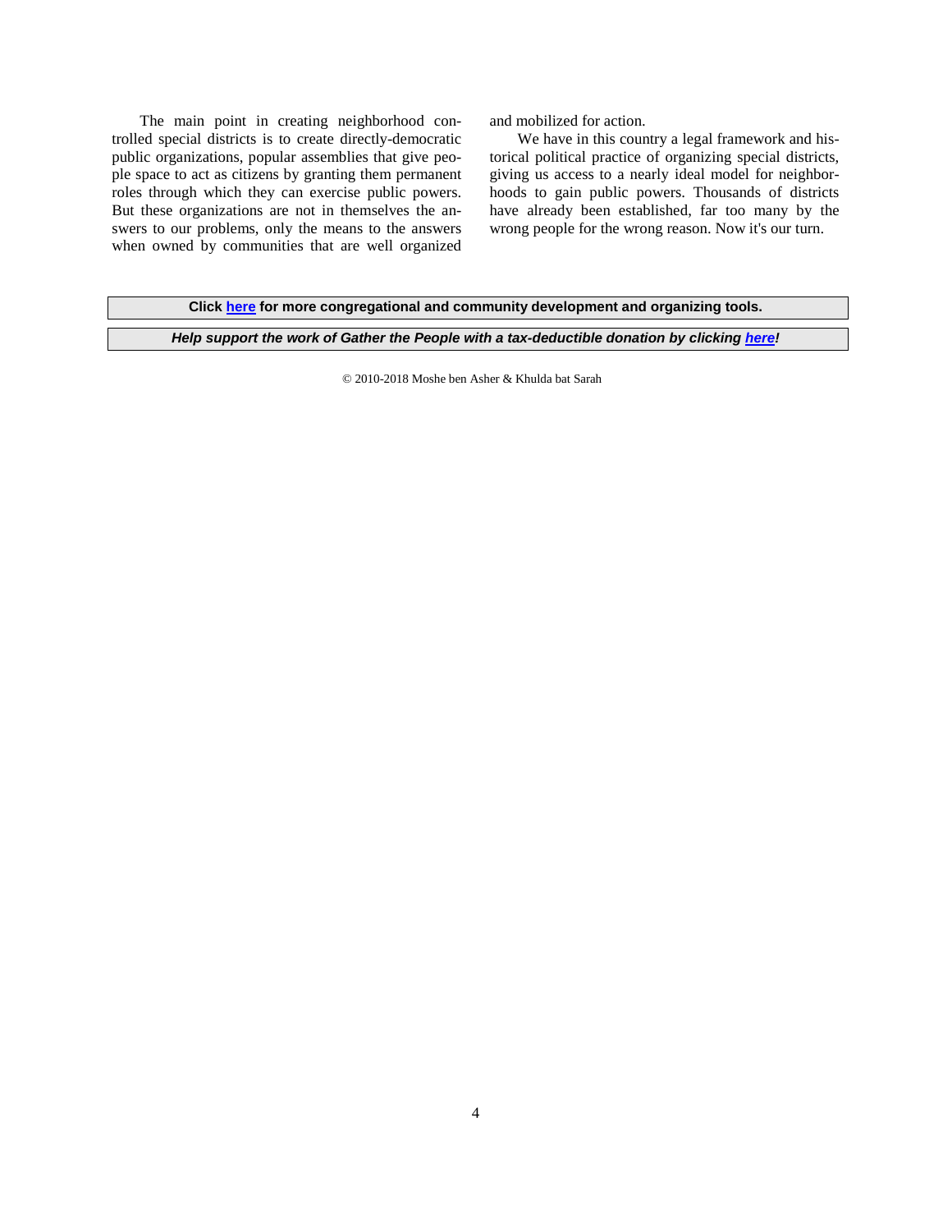The main point in creating neighborhood controlled special districts is to create directly-democratic public organizations, popular assemblies that give people space to act as citizens by granting them permanent roles through which they can exercise public powers. But these organizations are not in themselves the answers to our problems, only the means to the answers when owned by communities that are well organized and mobilized for action.

We have in this country a legal framework and historical political practice of organizing special districts, giving us access to a nearly ideal model for neighborhoods to gain public powers. Thousands of districts have already been established, far too many by the wrong people for the wrong reason. Now it's our turn.

**Click here for more congregational and community development and organizing tools.**

***Help support the work of Gather the People with a tax-deductible donation by clicking here!***

© 2010-2018 Moshe ben Asher & Khulda bat Sarah